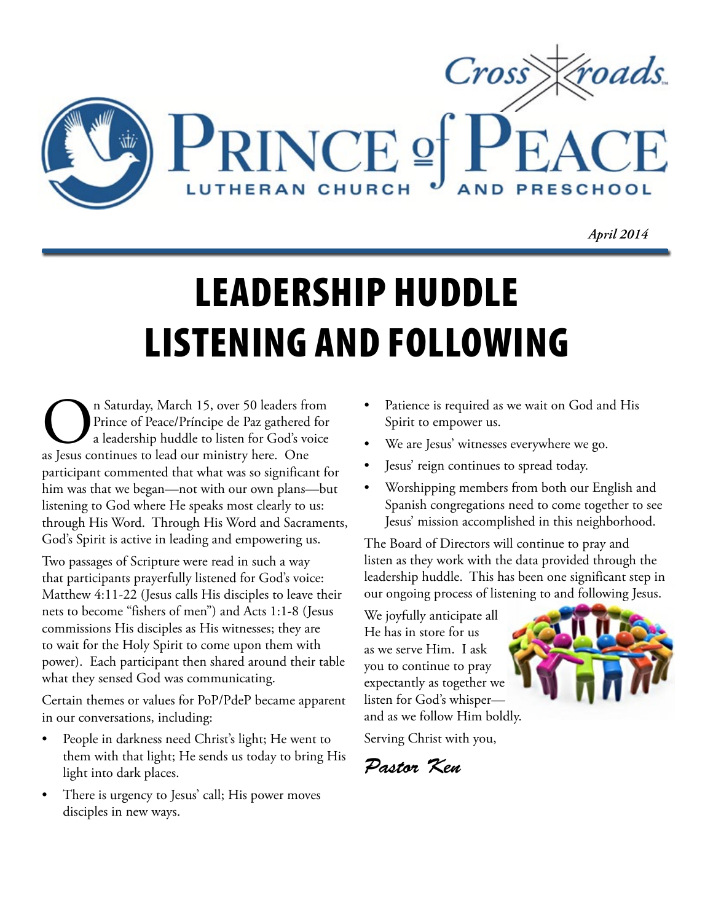Cross roads

# PRINCE of PEACE

LUTHERAN CHURCH AND PRESCHOOL

*April 2014*

# LEADERSHIP HUDDLE LISTENING AND FOLLOWING

On Saturday, March 15, over 50 leaders from Prince of Peace/Príncipe de Paz gathered for a leadership huddle to listen for God's voice as Jesus continues to lead our ministry here. One participant commented that what was so significant for him was that we began—not with our own plans—but listening to God where He speaks most clearly to us: through His Word. Through His Word and Sacraments, God's Spirit is active in leading and empowering us.

Two passages of Scripture were read in such a way that participants prayerfully listened for God's voice: Matthew 4:11-22 (Jesus calls His disciples to leave their nets to become "fishers of men") and Acts 1:1-8 (Jesus commissions His disciples as His witnesses; they are to wait for the Holy Spirit to come upon them with power). Each participant then shared around their table what they sensed God was communicating.

Certain themes or values for PoP/PdeP became apparent in our conversations, including:

- People in darkness need Christ's light; He went to them with that light; He sends us today to bring His light into dark places.
- There is urgency to Jesus' call; His power moves disciples in new ways.
- Patience is required as we wait on God and His Spirit to empower us.
- We are Jesus' witnesses everywhere we go.
- Jesus' reign continues to spread today.
- Worshipping members from both our English and Spanish congregations need to come together to see Jesus' mission accomplished in this neighborhood.

The Board of Directors will continue to pray and listen as they work with the data provided through the leadership huddle. This has been one significant step in our ongoing process of listening to and following Jesus.

We joyfully anticipate all He has in store for us as we serve Him. I ask you to continue to pray expectantly as together we listen for God's whisper—and as we follow Him boldly.

Serving Christ with you,

*Pastor Ken*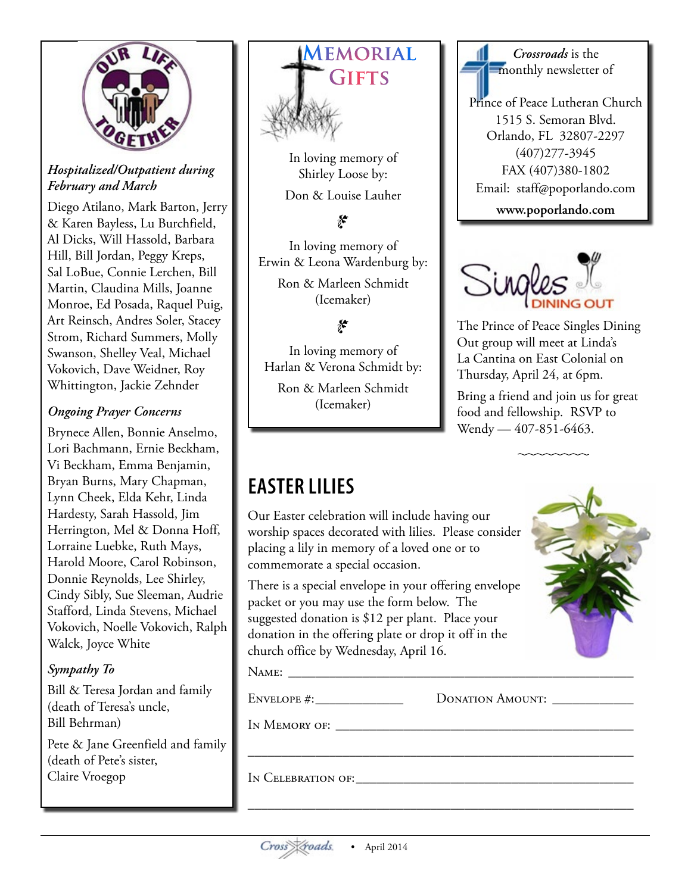## Our Life Together

*Hospitalized/Outpatient during February and March*

Diego Atilano, Mark Barton, Jerry & Karen Bayless, Lu Burchfield, Al Dicks, Will Hassold, Barbara Hill, Bill Jordan, Peggy Kreps, Sal LoBue, Connie Lerchen, Bill Martin, Claudina Mills, Joanne Monroe, Ed Posada, Raquel Puig, Art Reinsch, Andres Soler, Stacey Strom, Richard Summers, Molly Swanson, Shelley Veal, Michael Vokovich, Dave Weidner, Roy Whittington, Jackie Zehnder

*Ongoing Prayer Concerns*

Brynece Allen, Bonnie Anselmo, Lori Bachmann, Ernie Beckham, Vi Beckham, Emma Benjamin, Bryan Burns, Mary Chapman, Lynn Cheek, Elda Kehr, Linda Hardesty, Sarah Hassold, Jim Herrington, Mel & Donna Hoff, Lorraine Luebke, Ruth Mays, Harold Moore, Carol Robinson, Donnie Reynolds, Lee Shirley, Cindy Sibly, Sue Sleeman, Audrie Stafford, Linda Stevens, Michael Vokovich, Noelle Vokovich, Ralph Walck, Joyce White

*Sympathy To*

Bill & Teresa Jordan and family (death of Teresa's uncle, Bill Behrman)

Pete & Jane Greenfield and family (death of Pete's sister, Claire Vroegop

## Memorial Gifts

In loving memory of Shirley Loose by:

Don & Louise Lauher

In loving memory of Erwin & Leona Wardenburg by:

Ron & Marleen Schmidt (Icemaker)

In loving memory of Harlan & Verona Schmidt by:

Ron & Marleen Schmidt (Icemaker)

*Crossroads* is the monthly newsletter of

Prince of Peace Lutheran Church
1515 S. Semoran Blvd.
Orlando, FL 32807-2297
(407)277-3945
FAX (407)380-1802
Email: staff@poporlando.com
**www.poporlando.com**

## Singles Dining Out

The Prince of Peace Singles Dining Out group will meet at Linda's La Cantina on East Colonial on Thursday, April 24, at 6pm.

Bring a friend and join us for great food and fellowship. RSVP to Wendy — 407-851-6463.

## EASTER LILIES

Our Easter celebration will include having our worship spaces decorated with lilies. Please consider placing a lily in memory of a loved one or to commemorate a special occasion.

There is a special envelope in your offering envelope packet or you may use the form below. The suggested donation is $12 per plant. Place your donation in the offering plate or drop it off in the church office by Wednesday, April 16.

Name: ____________________________________________

Envelope #:____________ Donation Amount: ___________

In Memory of: ________________________________________

______________________________________________________

In Celebration of:_____________________________________

______________________________________________________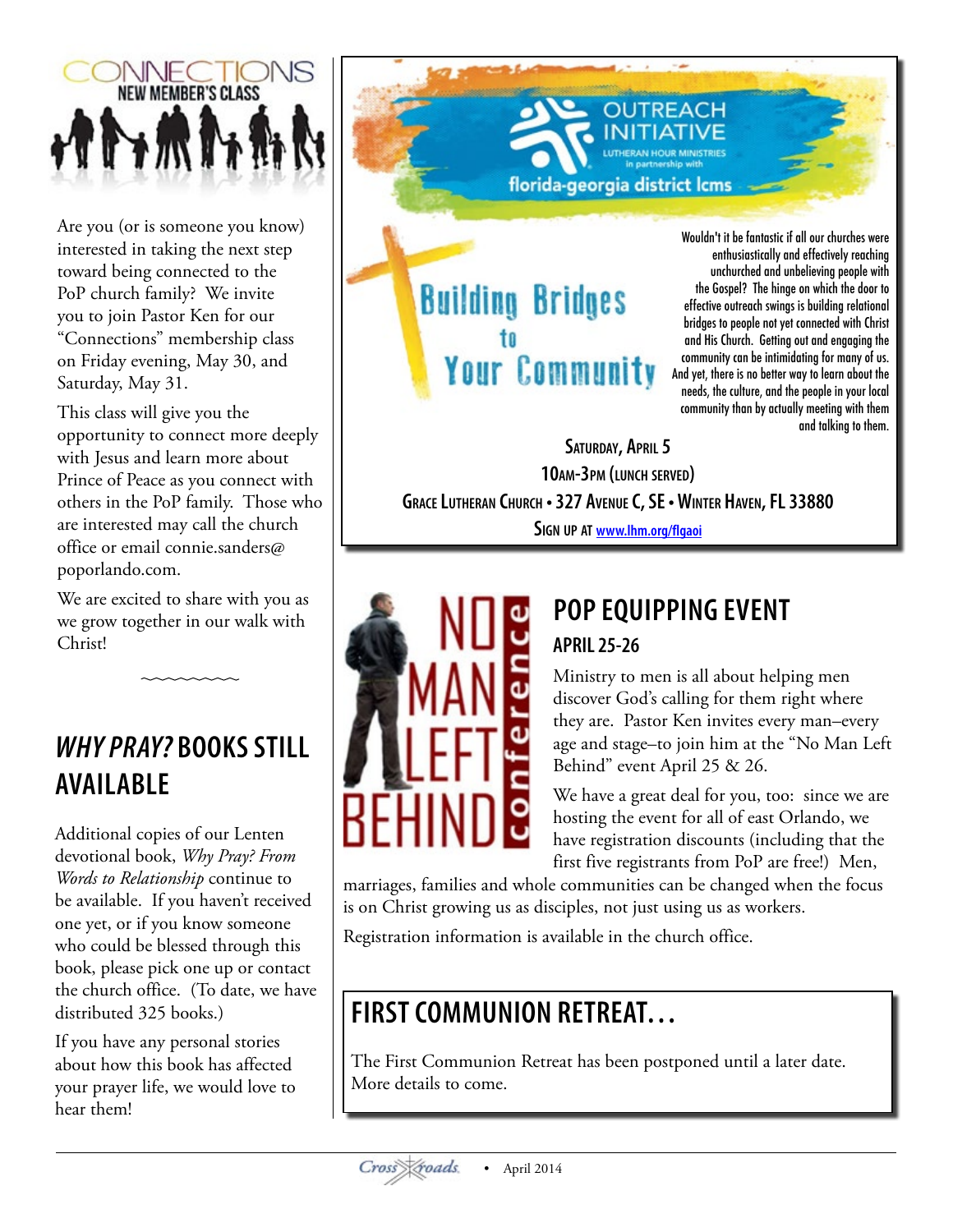# CONNECTIONS

## NEW MEMBER'S CLASS

Are you (or is someone you know) interested in taking the next step toward being connected to the PoP church family? We invite you to join Pastor Ken for our "Connections" membership class on Friday evening, May 30, and Saturday, May 31.

This class will give you the opportunity to connect more deeply with Jesus and learn more about Prince of Peace as you connect with others in the PoP family. Those who are interested may call the church office or email connie.sanders@poporlando.com.

We are excited to share with you as we grow together in our walk with Christ!

~~~~~~~~~

## *WHY PRAY?* BOOKS STILL AVAILABLE

Additional copies of our Lenten devotional book, *Why Pray? From Words to Relationship* continue to be available. If you haven't received one yet, or if you know someone who could be blessed through this book, please pick one up or contact the church office. (To date, we have distributed 325 books.)

If you have any personal stories about how this book has affected your prayer life, we would love to hear them!

## OUTREACH INITIATIVE

LUTHERAN HOUR MINISTRIES in partnership with florida-georgia district lcms

### Building Bridges to Your Community

Wouldn't it be fantastic if all our churches were enthusiastically and effectively reaching unchurched and unbelieving people with the Gospel? The hinge on which the door to effective outreach swings is building relational bridges to people not yet connected with Christ and His Church. Getting out and engaging the community can be intimidating for many of us. And yet, there is no better way to learn about the needs, the culture, and the people in your local community than by actually meeting with them and talking to them.

**Saturday, April 5**

**10am-3pm (lunch served)**

**Grace Lutheran Church • 327 Avenue C, SE • Winter Haven, FL 33880**

**Sign up at www.lhm.org/flgaoi**

## POP EQUIPPING EVENT

### APRIL 25-26

NO MAN LEFT BEHIND conference

Ministry to men is all about helping men discover God's calling for them right where they are. Pastor Ken invites every man–every age and stage–to join him at the "No Man Left Behind" event April 25 & 26.

We have a great deal for you, too: since we are hosting the event for all of east Orlando, we have registration discounts (including that the first five registrants from PoP are free!) Men, marriages, families and whole communities can be changed when the focus is on Christ growing us as disciples, not just using us as workers.

Registration information is available in the church office.

## FIRST COMMUNION RETREAT…

The First Communion Retreat has been postponed until a later date. More details to come.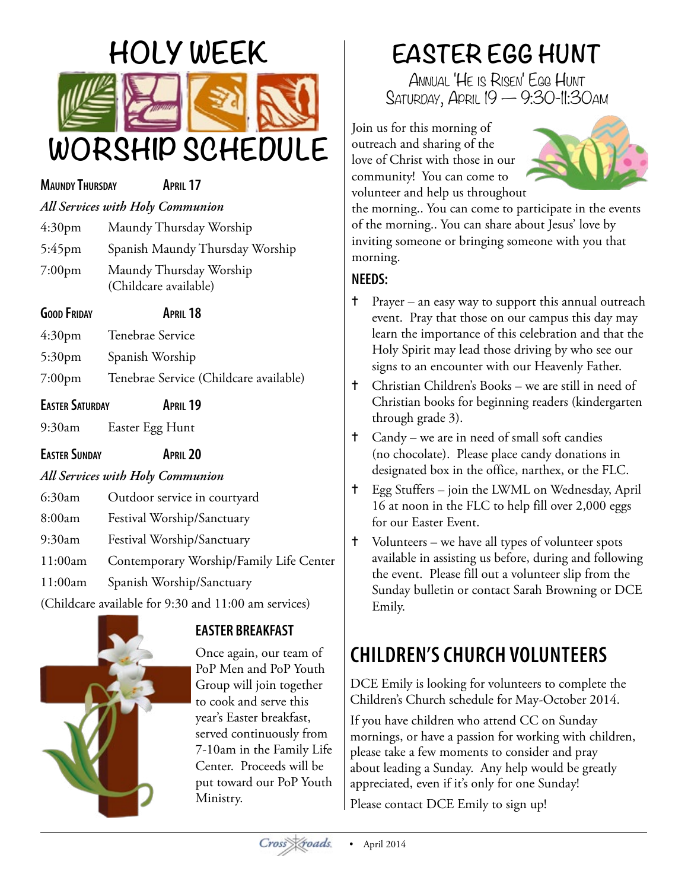# HOLY WEEK WORSHIP SCHEDULE

**MAUNDY THURSDAY** **APRIL 17**

*All Services with Holy Communion*

| | |
|---|---|
| 4:30pm | Maundy Thursday Worship |
| 5:45pm | Spanish Maundy Thursday Worship |
| 7:00pm | Maundy Thursday Worship (Childcare available) |

**GOOD FRIDAY** **APRIL 18**

| | |
|---|---|
| 4:30pm | Tenebrae Service |
| 5:30pm | Spanish Worship |
| 7:00pm | Tenebrae Service (Childcare available) |

**EASTER SATURDAY** **APRIL 19**

| | |
|---|---|
| 9:30am | Easter Egg Hunt |

**EASTER SUNDAY** **APRIL 20**

*All Services with Holy Communion*

| | |
|---|---|
| 6:30am | Outdoor service in courtyard |
| 8:00am | Festival Worship/Sanctuary |
| 9:30am | Festival Worship/Sanctuary |
| 11:00am | Contemporary Worship/Family Life Center |
| 11:00am | Spanish Worship/Sanctuary |

(Childcare available for 9:30 and 11:00 am services)

### EASTER BREAKFAST

Once again, our team of PoP Men and PoP Youth Group will join together to cook and serve this year's Easter breakfast, served continuously from 7-10am in the Family Life Center. Proceeds will be put toward our PoP Youth Ministry.

# EASTER EGG HUNT

ANNUAL 'HE IS RISEN' EGG HUNT
SATURDAY, APRIL 19 — 9:30-11:30AM

Join us for this morning of outreach and sharing of the love of Christ with those in our community! You can come to volunteer and help us throughout the morning.. You can come to participate in the events of the morning.. You can share about Jesus' love by inviting someone or bringing someone with you that morning.

### NEEDS:

- Prayer – an easy way to support this annual outreach event. Pray that those on our campus this day may learn the importance of this celebration and that the Holy Spirit may lead those driving by who see our signs to an encounter with our Heavenly Father.
- Christian Children's Books – we are still in need of Christian books for beginning readers (kindergarten through grade 3).
- Candy – we are in need of small soft candies (no chocolate). Please place candy donations in designated box in the office, narthex, or the FLC.
- Egg Stuffers – join the LWML on Wednesday, April 16 at noon in the FLC to help fill over 2,000 eggs for our Easter Event.
- Volunteers – we have all types of volunteer spots available in assisting us before, during and following the event. Please fill out a volunteer slip from the Sunday bulletin or contact Sarah Browning or DCE Emily.

## CHILDREN'S CHURCH VOLUNTEERS

DCE Emily is looking for volunteers to complete the Children's Church schedule for May-October 2014.

If you have children who attend CC on Sunday mornings, or have a passion for working with children, please take a few moments to consider and pray about leading a Sunday. Any help would be greatly appreciated, even if it's only for one Sunday!

Please contact DCE Emily to sign up!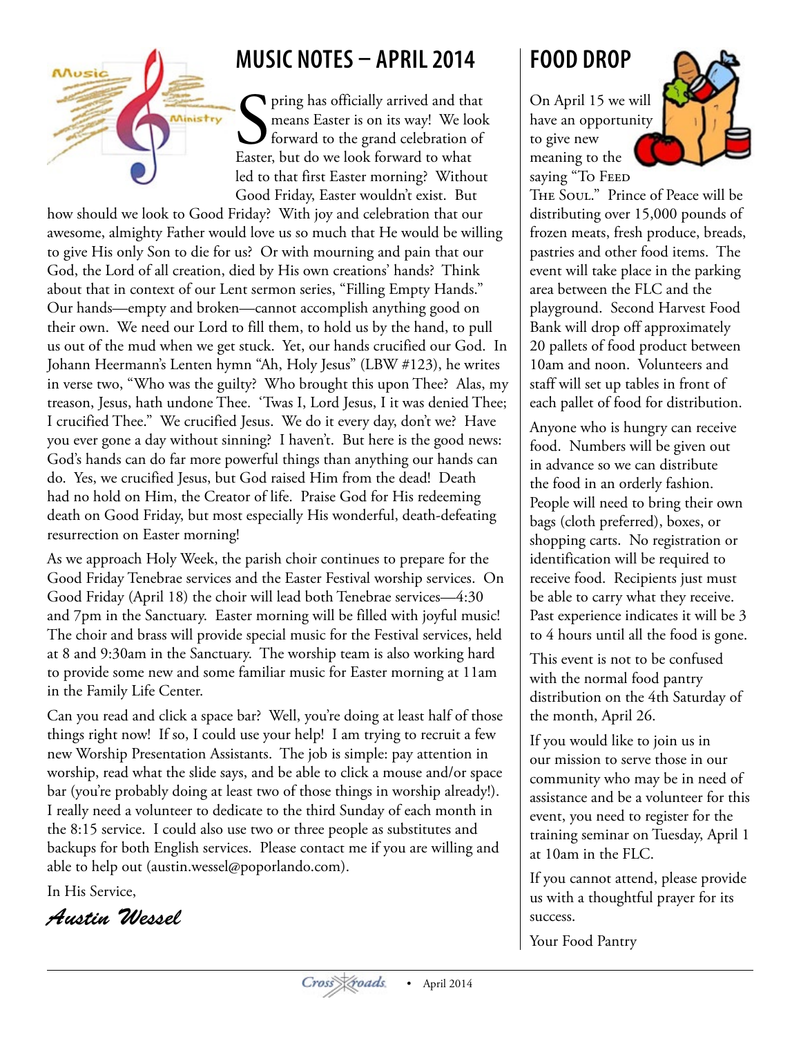## MUSIC NOTES – APRIL 2014

Spring has officially arrived and that means Easter is on its way! We look forward to the grand celebration of Easter, but do we look forward to what led to that first Easter morning? Without Good Friday, Easter wouldn't exist. But how should we look to Good Friday? With joy and celebration that our awesome, almighty Father would love us so much that He would be willing to give His only Son to die for us? Or with mourning and pain that our God, the Lord of all creation, died by His own creations' hands? Think about that in context of our Lent sermon series, "Filling Empty Hands." Our hands—empty and broken—cannot accomplish anything good on their own. We need our Lord to fill them, to hold us by the hand, to pull us out of the mud when we get stuck. Yet, our hands crucified our God. In Johann Heermann's Lenten hymn "Ah, Holy Jesus" (LBW #123), he writes in verse two, "Who was the guilty? Who brought this upon Thee? Alas, my treason, Jesus, hath undone Thee. 'Twas I, Lord Jesus, I it was denied Thee; I crucified Thee." We crucified Jesus. We do it every day, don't we? Have you ever gone a day without sinning? I haven't. But here is the good news: God's hands can do far more powerful things than anything our hands can do. Yes, we crucified Jesus, but God raised Him from the dead! Death had no hold on Him, the Creator of life. Praise God for His redeeming death on Good Friday, but most especially His wonderful, death-defeating resurrection on Easter morning!

As we approach Holy Week, the parish choir continues to prepare for the Good Friday Tenebrae services and the Easter Festival worship services. On Good Friday (April 18) the choir will lead both Tenebrae services—4:30 and 7pm in the Sanctuary. Easter morning will be filled with joyful music! The choir and brass will provide special music for the Festival services, held at 8 and 9:30am in the Sanctuary. The worship team is also working hard to provide some new and some familiar music for Easter morning at 11am in the Family Life Center.

Can you read and click a space bar? Well, you're doing at least half of those things right now! If so, I could use your help! I am trying to recruit a few new Worship Presentation Assistants. The job is simple: pay attention in worship, read what the slide says, and be able to click a mouse and/or space bar (you're probably doing at least two of those things in worship already!). I really need a volunteer to dedicate to the third Sunday of each month in the 8:15 service. I could also use two or three people as substitutes and backups for both English services. Please contact me if you are willing and able to help out (austin.wessel@poporlando.com).

In His Service,

*Austin Wessel*

## FOOD DROP

On April 15 we will have an opportunity to give new meaning to the saying "To Feed The Soul." Prince of Peace will be distributing over 15,000 pounds of frozen meats, fresh produce, breads, pastries and other food items. The event will take place in the parking area between the FLC and the playground. Second Harvest Food Bank will drop off approximately 20 pallets of food product between 10am and noon. Volunteers and staff will set up tables in front of each pallet of food for distribution.

Anyone who is hungry can receive food. Numbers will be given out in advance so we can distribute the food in an orderly fashion. People will need to bring their own bags (cloth preferred), boxes, or shopping carts. No registration or identification will be required to receive food. Recipients just must be able to carry what they receive. Past experience indicates it will be 3 to 4 hours until all the food is gone.

This event is not to be confused with the normal food pantry distribution on the 4th Saturday of the month, April 26.

If you would like to join us in our mission to serve those in our community who may be in need of assistance and be a volunteer for this event, you need to register for the training seminar on Tuesday, April 1 at 10am in the FLC.

If you cannot attend, please provide us with a thoughtful prayer for its success.

Your Food Pantry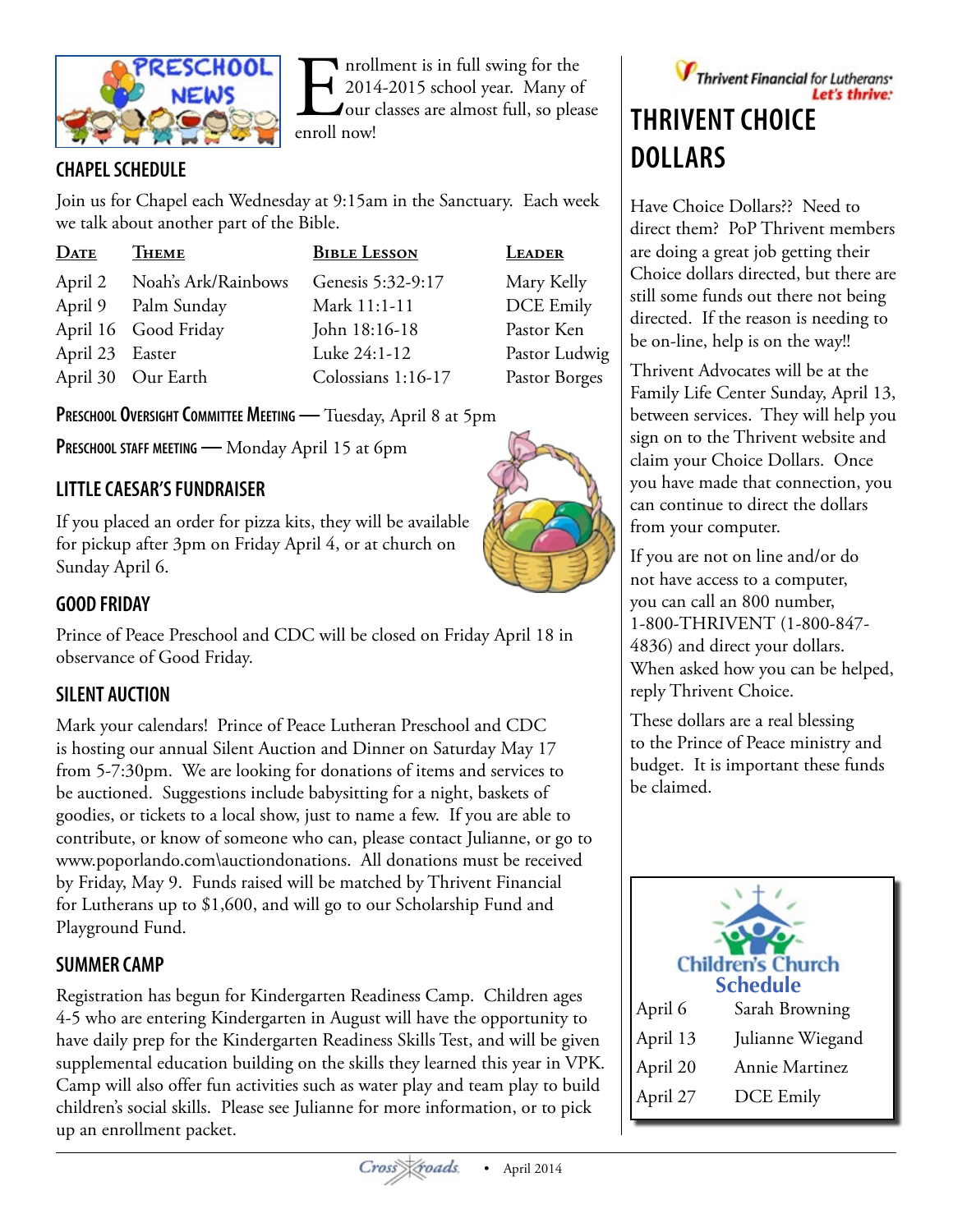## PRESCHOOL NEWS

Enrollment is in full swing for the 2014-2015 school year. Many of our classes are almost full, so please enroll now!

### CHAPEL SCHEDULE

Join us for Chapel each Wednesday at 9:15am in the Sanctuary. Each week we talk about another part of the Bible.

| Date | Theme | Bible Lesson | Leader |
|---|---|---|---|
| April 2 | Noah's Ark/Rainbows | Genesis 5:32-9:17 | Mary Kelly |
| April 9 | Palm Sunday | Mark 11:1-11 | DCE Emily |
| April 16 | Good Friday | John 18:16-18 | Pastor Ken |
| April 23 | Easter | Luke 24:1-12 | Pastor Ludwig |
| April 30 | Our Earth | Colossians 1:16-17 | Pastor Borges |

**Preschool Oversight Committee Meeting** — Tuesday, April 8 at 5pm

**Preschool Staff Meeting** — Monday April 15 at 6pm

### LITTLE CAESAR'S FUNDRAISER

If you placed an order for pizza kits, they will be available for pickup after 3pm on Friday April 4, or at church on Sunday April 6.

### GOOD FRIDAY

Prince of Peace Preschool and CDC will be closed on Friday April 18 in observance of Good Friday.

### SILENT AUCTION

Mark your calendars! Prince of Peace Lutheran Preschool and CDC is hosting our annual Silent Auction and Dinner on Saturday May 17 from 5-7:30pm. We are looking for donations of items and services to be auctioned. Suggestions include babysitting for a night, baskets of goodies, or tickets to a local show, just to name a few. If you are able to contribute, or know of someone who can, please contact Julianne, or go to www.poporlando.com\auctiondonations. All donations must be received by Friday, May 9. Funds raised will be matched by Thrivent Financial for Lutherans up to $1,600, and will go to our Scholarship Fund and Playground Fund.

### SUMMER CAMP

Registration has begun for Kindergarten Readiness Camp. Children ages 4-5 who are entering Kindergarten in August will have the opportunity to have daily prep for the Kindergarten Readiness Skills Test, and will be given supplemental education building on the skills they learned this year in VPK. Camp will also offer fun activities such as water play and team play to build children's social skills. Please see Julianne for more information, or to pick up an enrollment packet.

Thrivent Financial for Lutherans *Let's thrive.*

## THRIVENT CHOICE DOLLARS

Have Choice Dollars?? Need to direct them? PoP Thrivent members are doing a great job getting their Choice dollars directed, but there are still some funds out there not being directed. If the reason is needing to be on-line, help is on the way!!

Thrivent Advocates will be at the Family Life Center Sunday, April 13, between services. They will help you sign on to the Thrivent website and claim your Choice Dollars. Once you have made that connection, you can continue to direct the dollars from your computer.

If you are not on line and/or do not have access to a computer, you can call an 800 number, 1-800-THRIVENT (1-800-847-4836) and direct your dollars. When asked how you can be helped, reply Thrivent Choice.

These dollars are a real blessing to the Prince of Peace ministry and budget. It is important these funds be claimed.

### Children's Church Schedule

| | |
|---|---|
| April 6 | Sarah Browning |
| April 13 | Julianne Wiegand |
| April 20 | Annie Martinez |
| April 27 | DCE Emily |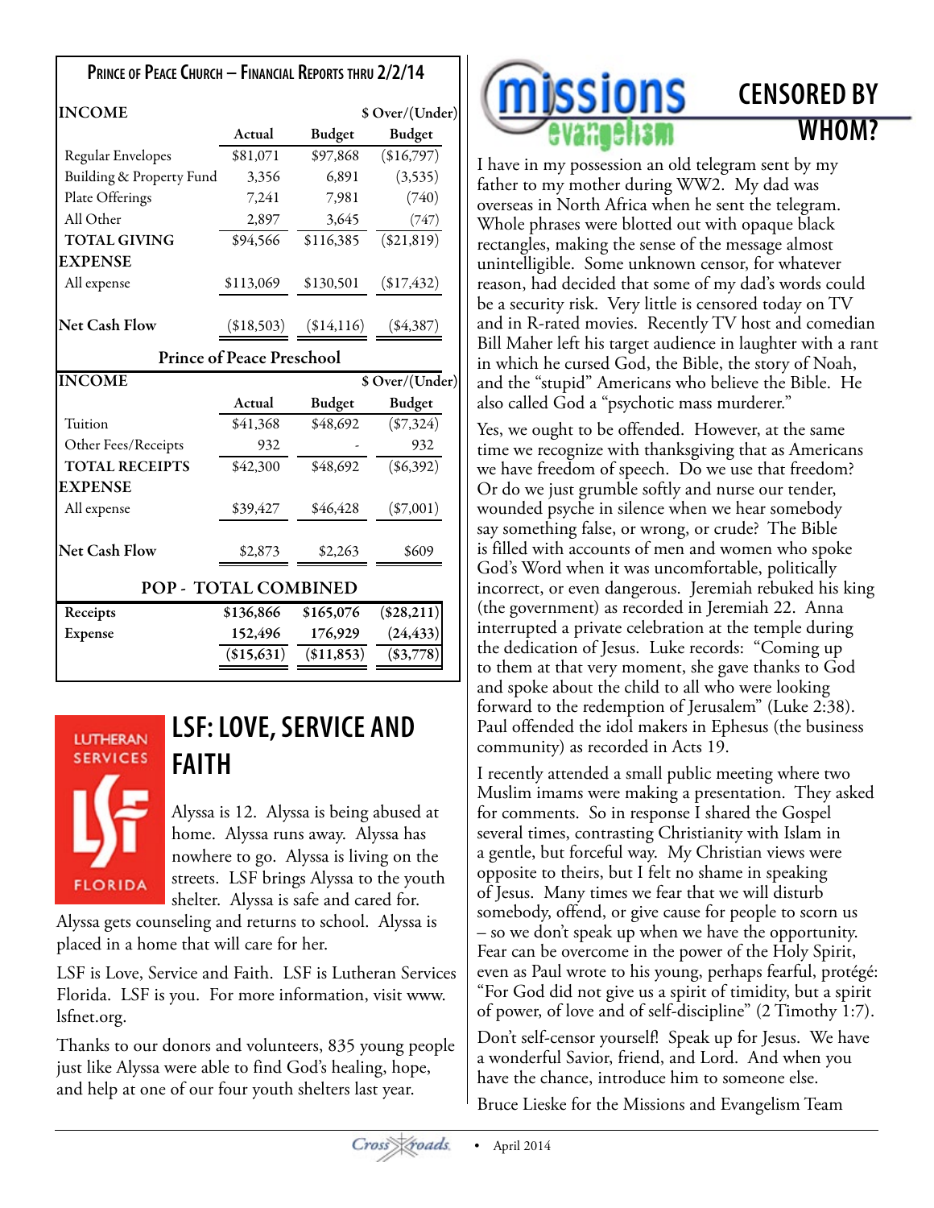## Prince of Peace Church – Financial Reports thru 2/2/14

| INCOME | Actual | Budget | $ Over/(Under) Budget |
|---|---|---|---|
| Regular Envelopes | $81,071 | $97,868 | ($16,797) |
| Building & Property Fund | 3,356 | 6,891 | (3,535) |
| Plate Offerings | 7,241 | 7,981 | (740) |
| All Other | 2,897 | 3,645 | (747) |
| **TOTAL GIVING** | $94,566 | $116,385 | ($21,819) |
| **EXPENSE** | | | |
| All expense | $113,069 | $130,501 | ($17,432) |
| **Net Cash Flow** | ($18,503) | ($14,116) | ($4,387) |

### Prince of Peace Preschool

| INCOME | Actual | Budget | $ Over/(Under) Budget |
|---|---|---|---|
| Tuition | $41,368 | $48,692 | ($7,324) |
| Other Fees/Receipts | 932 | - | 932 |
| **TOTAL RECEIPTS** | $42,300 | $48,692 | ($6,392) |
| **EXPENSE** | | | |
| All expense | $39,427 | $46,428 | ($7,001) |
| **Net Cash Flow** | $2,873 | $2,263 | $609 |

### POP - TOTAL COMBINED

| | | | |
|---|---|---|---|
| Receipts | $136,866 | $165,076 | ($28,211) |
| Expense | 152,496 | 176,929 | (24,433) |
| | ($15,631) | ($11,853) | ($3,778) |

## LSF: LOVE, SERVICE AND FAITH

LUTHERAN SERVICES FLORIDA

Alyssa is 12. Alyssa is being abused at home. Alyssa runs away. Alyssa has nowhere to go. Alyssa is living on the streets. LSF brings Alyssa to the youth shelter. Alyssa is safe and cared for. Alyssa gets counseling and returns to school. Alyssa is placed in a home that will care for her.

LSF is Love, Service and Faith. LSF is Lutheran Services Florida. LSF is you. For more information, visit www.lsfnet.org.

Thanks to our donors and volunteers, 835 young people just like Alyssa were able to find God's healing, hope, and help at one of our four youth shelters last year.

## missions evangelism — CENSORED BY WHOM?

I have in my possession an old telegram sent by my father to my mother during WW2. My dad was overseas in North Africa when he sent the telegram. Whole phrases were blotted out with opaque black rectangles, making the sense of the message almost unintelligible. Some unknown censor, for whatever reason, had decided that some of my dad's words could be a security risk. Very little is censored today on TV and in R-rated movies. Recently TV host and comedian Bill Maher left his target audience in laughter with a rant in which he cursed God, the Bible, the story of Noah, and the "stupid" Americans who believe the Bible. He also called God a "psychotic mass murderer."

Yes, we ought to be offended. However, at the same time we recognize with thanksgiving that as Americans we have freedom of speech. Do we use that freedom? Or do we just grumble softly and nurse our tender, wounded psyche in silence when we hear somebody say something false, or wrong, or crude? The Bible is filled with accounts of men and women who spoke God's Word when it was uncomfortable, politically incorrect, or even dangerous. Jeremiah rebuked his king (the government) as recorded in Jeremiah 22. Anna interrupted a private celebration at the temple during the dedication of Jesus. Luke records: "Coming up to them at that very moment, she gave thanks to God and spoke about the child to all who were looking forward to the redemption of Jerusalem" (Luke 2:38). Paul offended the idol makers in Ephesus (the business community) as recorded in Acts 19.

I recently attended a small public meeting where two Muslim imams were making a presentation. They asked for comments. So in response I shared the Gospel several times, contrasting Christianity with Islam in a gentle, but forceful way. My Christian views were opposite to theirs, but I felt no shame in speaking of Jesus. Many times we fear that we will disturb somebody, offend, or give cause for people to scorn us – so we don't speak up when we have the opportunity. Fear can be overcome in the power of the Holy Spirit, even as Paul wrote to his young, perhaps fearful, protégé: "For God did not give us a spirit of timidity, but a spirit of power, of love and of self-discipline" (2 Timothy 1:7).

Don't self-censor yourself! Speak up for Jesus. We have a wonderful Savior, friend, and Lord. And when you have the chance, introduce him to someone else.

Bruce Lieske for the Missions and Evangelism Team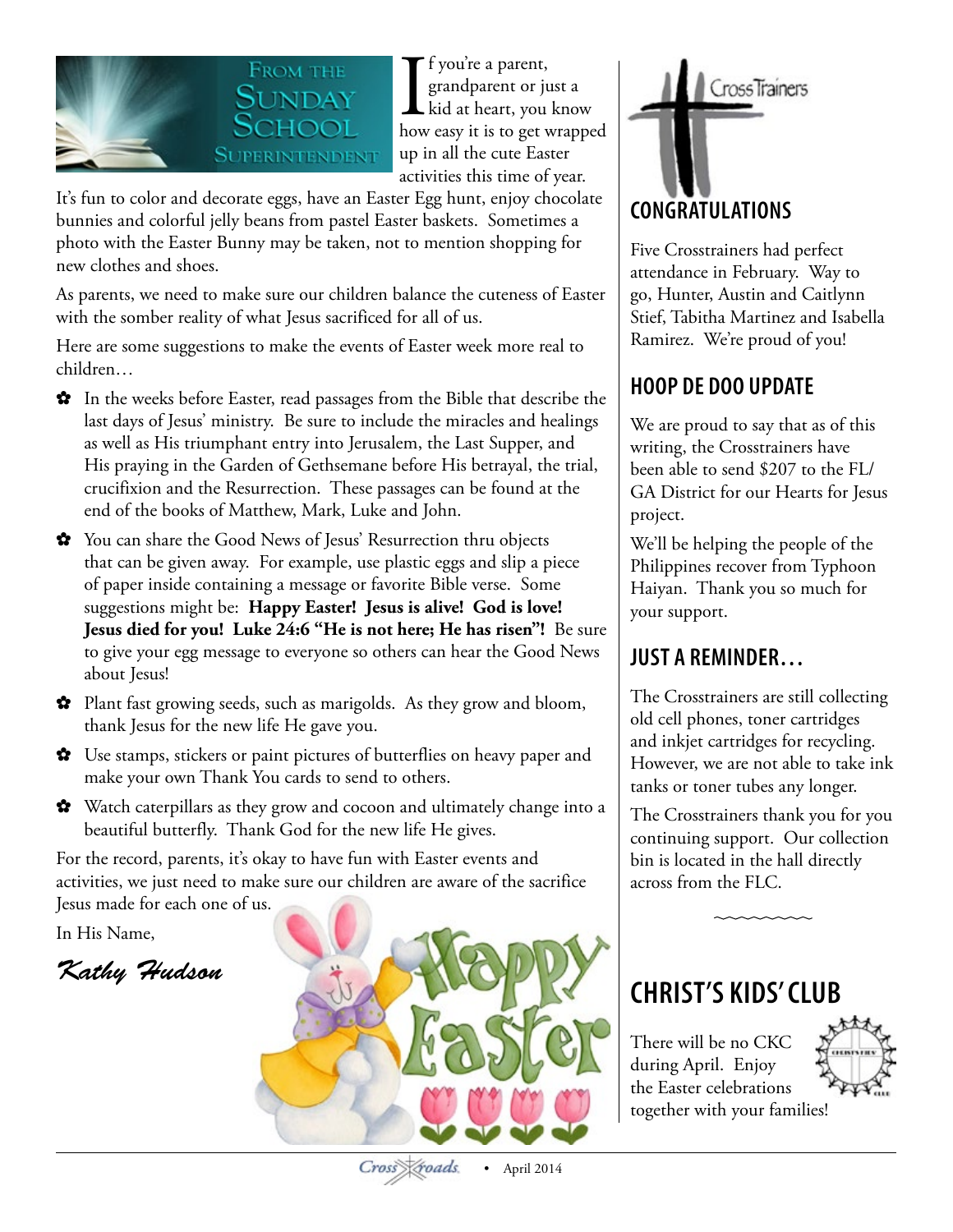## From the Sunday School Superintendent

If you're a parent, grandparent or just a kid at heart, you know how easy it is to get wrapped up in all the cute Easter activities this time of year. It's fun to color and decorate eggs, have an Easter Egg hunt, enjoy chocolate bunnies and colorful jelly beans from pastel Easter baskets. Sometimes a photo with the Easter Bunny may be taken, not to mention shopping for new clothes and shoes.

As parents, we need to make sure our children balance the cuteness of Easter with the somber reality of what Jesus sacrificed for all of us.

Here are some suggestions to make the events of Easter week more real to children…

- In the weeks before Easter, read passages from the Bible that describe the last days of Jesus' ministry. Be sure to include the miracles and healings as well as His triumphant entry into Jerusalem, the Last Supper, and His praying in the Garden of Gethsemane before His betrayal, the trial, crucifixion and the Resurrection. These passages can be found at the end of the books of Matthew, Mark, Luke and John.
- You can share the Good News of Jesus' Resurrection thru objects that can be given away. For example, use plastic eggs and slip a piece of paper inside containing a message or favorite Bible verse. Some suggestions might be: **Happy Easter! Jesus is alive! God is love! Jesus died for you! Luke 24:6 "He is not here; He has risen"!** Be sure to give your egg message to everyone so others can hear the Good News about Jesus!
- Plant fast growing seeds, such as marigolds. As they grow and bloom, thank Jesus for the new life He gave you.
- Use stamps, stickers or paint pictures of butterflies on heavy paper and make your own Thank You cards to send to others.
- Watch caterpillars as they grow and cocoon and ultimately change into a beautiful butterfly. Thank God for the new life He gives.

For the record, parents, it's okay to have fun with Easter events and activities, we just need to make sure our children are aware of the sacrifice Jesus made for each one of us.

In His Name,

*Kathy Hudson*

Happy Easter

## CrossTrainers

### CONGRATULATIONS

Five Crosstrainers had perfect attendance in February. Way to go, Hunter, Austin and Caitlynn Stief, Tabitha Martinez and Isabella Ramirez. We're proud of you!

### HOOP DE DOO UPDATE

We are proud to say that as of this writing, the Crosstrainers have been able to send $207 to the FL/GA District for our Hearts for Jesus project.

We'll be helping the people of the Philippines recover from Typhoon Haiyan. Thank you so much for your support.

### JUST A REMINDER…

The Crosstrainers are still collecting old cell phones, toner cartridges and inkjet cartridges for recycling. However, we are not able to take ink tanks or toner tubes any longer.

The Crosstrainers thank you for you continuing support. Our collection bin is located in the hall directly across from the FLC.

## CHRIST'S KIDS' CLUB

There will be no CKC during April. Enjoy the Easter celebrations together with your families!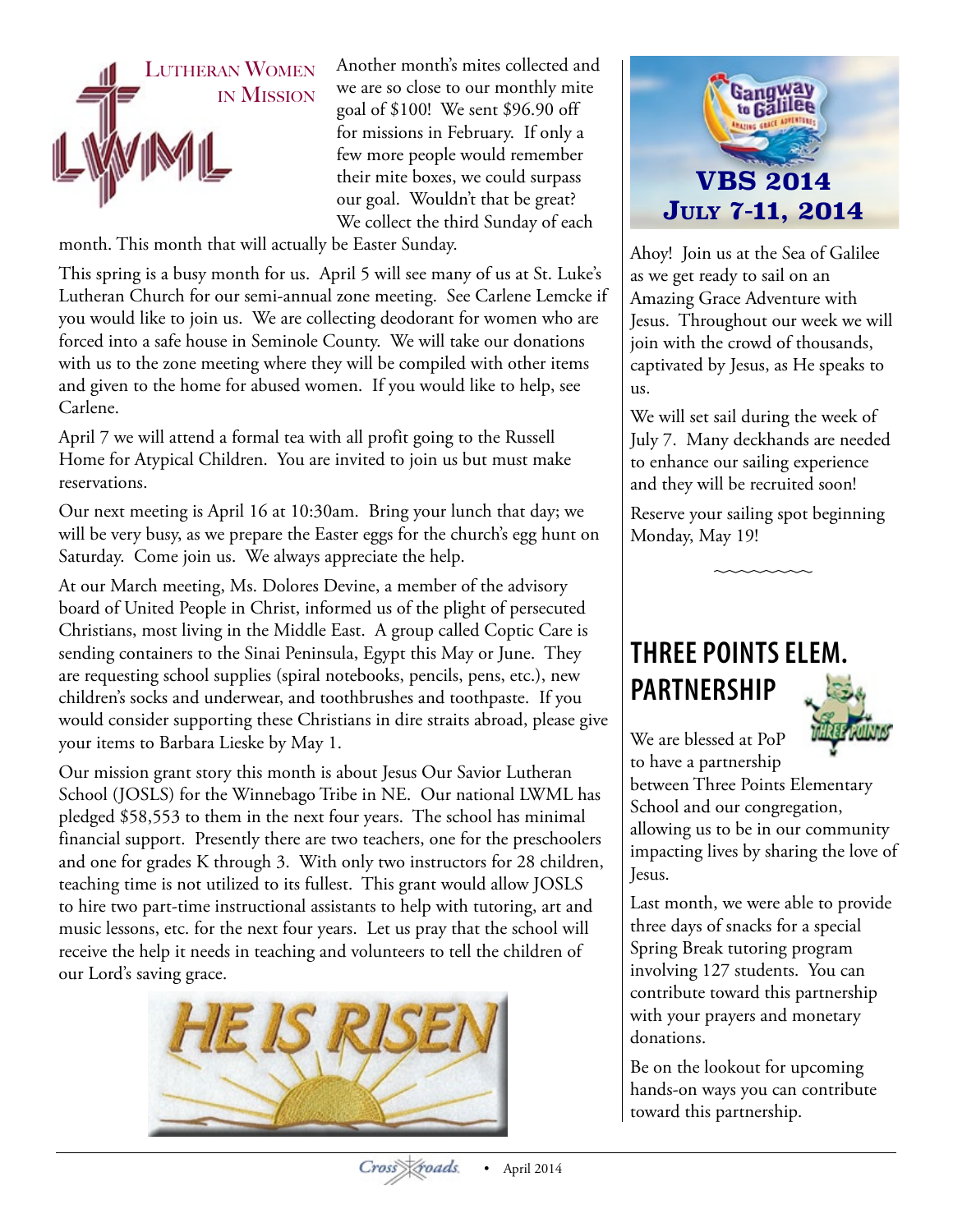## Lutheran Women in Mission

Another month's mites collected and we are so close to our monthly mite goal of $100! We sent $96.90 off for missions in February. If only a few more people would remember their mite boxes, we could surpass our goal. Wouldn't that be great? We collect the third Sunday of each month. This month that will actually be Easter Sunday.

This spring is a busy month for us. April 5 will see many of us at St. Luke's Lutheran Church for our semi-annual zone meeting. See Carlene Lemcke if you would like to join us. We are collecting deodorant for women who are forced into a safe house in Seminole County. We will take our donations with us to the zone meeting where they will be compiled with other items and given to the home for abused women. If you would like to help, see Carlene.

April 7 we will attend a formal tea with all profit going to the Russell Home for Atypical Children. You are invited to join us but must make reservations.

Our next meeting is April 16 at 10:30am. Bring your lunch that day; we will be very busy, as we prepare the Easter eggs for the church's egg hunt on Saturday. Come join us. We always appreciate the help.

At our March meeting, Ms. Dolores Devine, a member of the advisory board of United People in Christ, informed us of the plight of persecuted Christians, most living in the Middle East. A group called Coptic Care is sending containers to the Sinai Peninsula, Egypt this May or June. They are requesting school supplies (spiral notebooks, pencils, pens, etc.), new children's socks and underwear, and toothbrushes and toothpaste. If you would consider supporting these Christians in dire straits abroad, please give your items to Barbara Lieske by May 1.

Our mission grant story this month is about Jesus Our Savior Lutheran School (JOSLS) for the Winnebago Tribe in NE. Our national LWML has pledged $58,553 to them in the next four years. The school has minimal financial support. Presently there are two teachers, one for the preschoolers and one for grades K through 3. With only two instructors for 28 children, teaching time is not utilized to its fullest. This grant would allow JOSLS to hire two part-time instructional assistants to help with tutoring, art and music lessons, etc. for the next four years. Let us pray that the school will receive the help it needs in teaching and volunteers to tell the children of our Lord's saving grace.

HE IS RISEN

## VBS 2014 July 7-11, 2014

Gangway to Galilee

Ahoy! Join us at the Sea of Galilee as we get ready to sail on an Amazing Grace Adventure with Jesus. Throughout our week we will join with the crowd of thousands, captivated by Jesus, as He speaks to us.

We will set sail during the week of July 7. Many deckhands are needed to enhance our sailing experience and they will be recruited soon!

Reserve your sailing spot beginning Monday, May 19!

## THREE POINTS ELEM. PARTNERSHIP

We are blessed at PoP to have a partnership between Three Points Elementary School and our congregation, allowing us to be in our community impacting lives by sharing the love of Jesus.

Last month, we were able to provide three days of snacks for a special Spring Break tutoring program involving 127 students. You can contribute toward this partnership with your prayers and monetary donations.

Be on the lookout for upcoming hands-on ways you can contribute toward this partnership.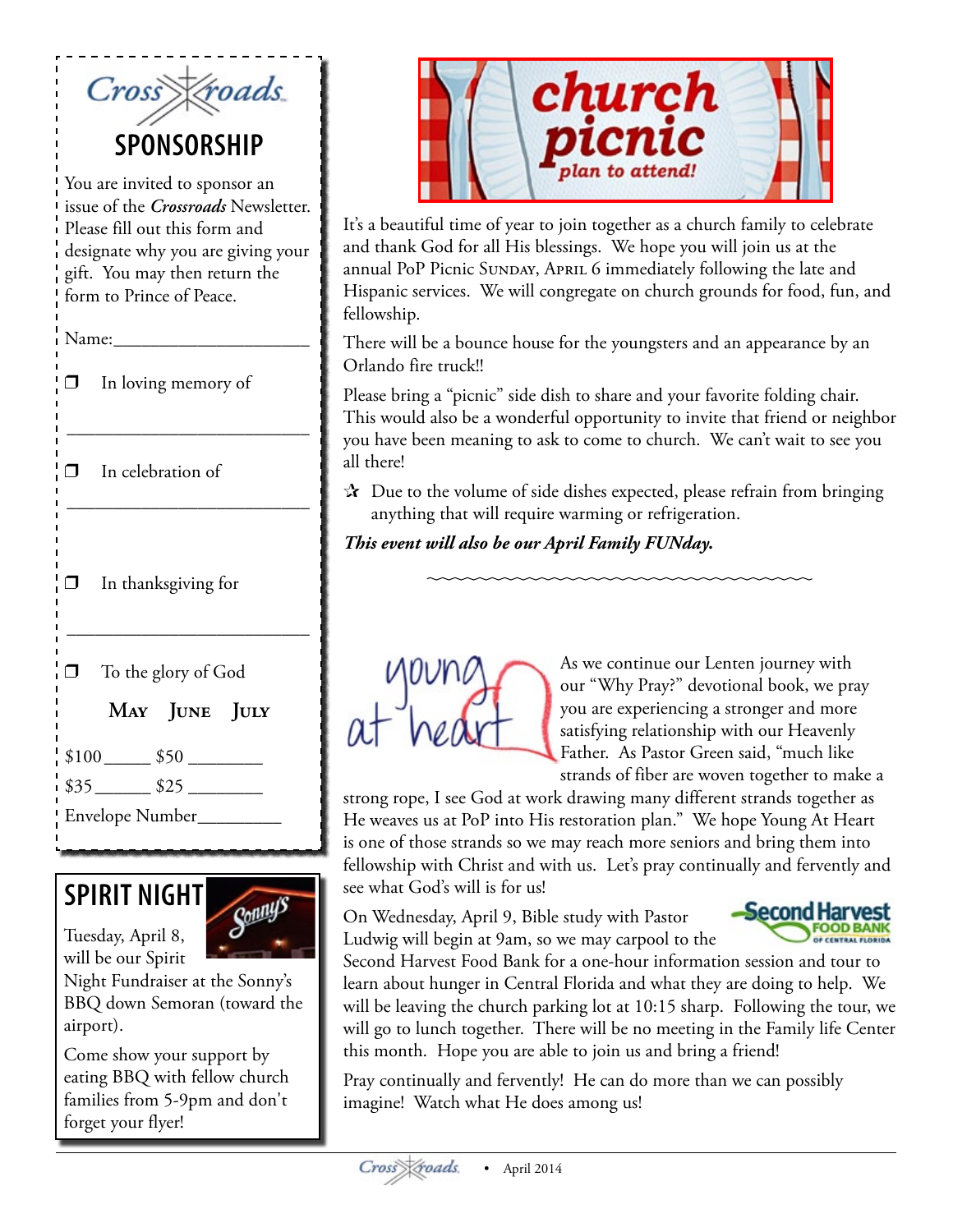## Crossroads SPONSORSHIP

You are invited to sponsor an issue of the *Crossroads* Newsletter. Please fill out this form and designate why you are giving your gift. You may then return the form to Prince of Peace.

Name:_____________________

❒ In loving memory of

_________________________

❒ In celebration of

_________________________

❒ In thanksgiving for

_________________________

❒ To the glory of God

May June July

$100_____ $50 ________

$35______ $25 ________

Envelope Number_________

## SPIRIT NIGHT

Tuesday, April 8, will be our Spirit Night Fundraiser at the Sonny's BBQ down Semoran (toward the airport).

Come show your support by eating BBQ with fellow church families from 5-9pm and don't forget your flyer!

## church picnic

*plan to attend!*

It's a beautiful time of year to join together as a church family to celebrate and thank God for all His blessings. We hope you will join us at the annual PoP Picnic Sunday, April 6 immediately following the late and Hispanic services. We will congregate on church grounds for food, fun, and fellowship.

There will be a bounce house for the youngsters and an appearance by an Orlando fire truck!!

Please bring a "picnic" side dish to share and your favorite folding chair. This would also be a wonderful opportunity to invite that friend or neighbor you have been meaning to ask to come to church. We can't wait to see you all there!

✰ Due to the volume of side dishes expected, please refrain from bringing anything that will require warming or refrigeration.

***This event will also be our April Family FUNday.***

## young at heart

As we continue our Lenten journey with our "Why Pray?" devotional book, we pray you are experiencing a stronger and more satisfying relationship with our Heavenly Father. As Pastor Green said, "much like strands of fiber are woven together to make a strong rope, I see God at work drawing many different strands together as He weaves us at PoP into His restoration plan." We hope Young At Heart is one of those strands so we may reach more seniors and bring them into fellowship with Christ and with us. Let's pray continually and fervently and see what God's will is for us!

On Wednesday, April 9, Bible study with Pastor Ludwig will begin at 9am, so we may carpool to the Second Harvest Food Bank for a one-hour information session and tour to learn about hunger in Central Florida and what they are doing to help. We will be leaving the church parking lot at 10:15 sharp. Following the tour, we will go to lunch together. There will be no meeting in the Family life Center this month. Hope you are able to join us and bring a friend!

Pray continually and fervently! He can do more than we can possibly imagine! Watch what He does among us!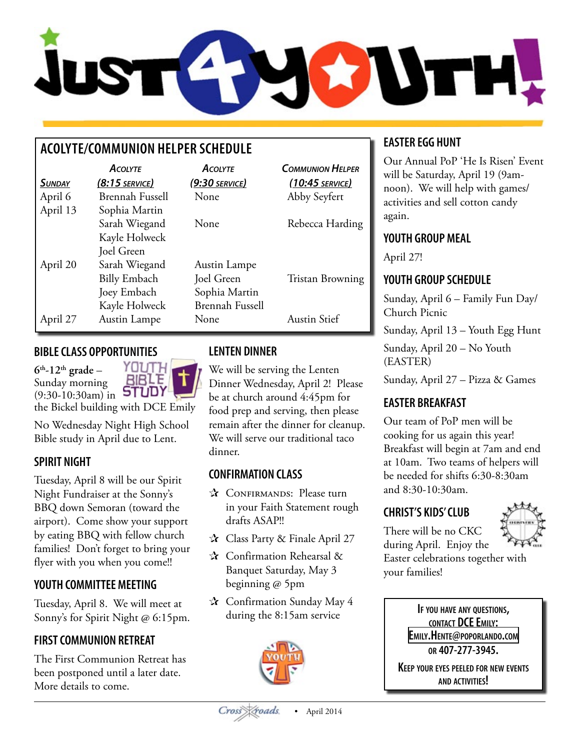# Just 4 Youth!

## ACOLYTE/COMMUNION HELPER SCHEDULE

| Sunday | Acolyte (8:15 service) | Acolyte (9:30 service) | Communion Helper (10:45 service) |
|---|---|---|---|
| April 6 | Brennah Fussell | None | Abby Seyfert |
| April 13 | Sophia Martin<br>Sarah Wiegand<br>Kayle Holweck<br>Joel Green | None | Rebecca Harding |
| April 20 | Sarah Wiegand<br>Billy Embach<br>Joey Embach<br>Kayle Holweck | Austin Lampe<br>Joel Green<br>Sophia Martin<br>Brennah Fussell | Tristan Browning |
| April 27 | Austin Lampe | None | Austin Stief |

## BIBLE CLASS OPPORTUNITIES

**6th-12th grade** – Sunday morning (9:30-10:30am) in the Bickel building with DCE Emily

No Wednesday Night High School Bible study in April due to Lent.

## SPIRIT NIGHT

Tuesday, April 8 will be our Spirit Night Fundraiser at the Sonny's BBQ down Semoran (toward the airport). Come show your support by eating BBQ with fellow church families! Don't forget to bring your flyer with you when you come!!

## YOUTH COMMITTEE MEETING

Tuesday, April 8. We will meet at Sonny's for Spirit Night @ 6:15pm.

## FIRST COMMUNION RETREAT

The First Communion Retreat has been postponed until a later date. More details to come.

## LENTEN DINNER

We will be serving the Lenten Dinner Wednesday, April 2! Please be at church around 4:45pm for food prep and serving, then please remain after the dinner for cleanup. We will serve our traditional taco dinner.

## CONFIRMATION CLASS

- ✰ Confirmands: Please turn in your Faith Statement rough drafts ASAP!!
- ✰ Class Party & Finale April 27
- ✰ Confirmation Rehearsal & Banquet Saturday, May 3 beginning @ 5pm
- ✰ Confirmation Sunday May 4 during the 8:15am service

## EASTER EGG HUNT

Our Annual PoP 'He Is Risen' Event will be Saturday, April 19 (9am-noon). We will help with games/activities and sell cotton candy again.

## YOUTH GROUP MEAL

April 27!

## YOUTH GROUP SCHEDULE

Sunday, April 6 – Family Fun Day/ Church Picnic

Sunday, April 13 – Youth Egg Hunt

Sunday, April 20 – No Youth (EASTER)

Sunday, April 27 – Pizza & Games

## EASTER BREAKFAST

Our team of PoP men will be cooking for us again this year! Breakfast will begin at 7am and end at 10am. Two teams of helpers will be needed for shifts 6:30-8:30am and 8:30-10:30am.

## CHRIST'S KIDS' CLUB

There will be no CKC during April. Enjoy the Easter celebrations together with your families!

If you have any questions, contact DCE Emily: Emily.Hente@poporlando.com or 407-277-3945.

Keep your eyes peeled for new events and activities!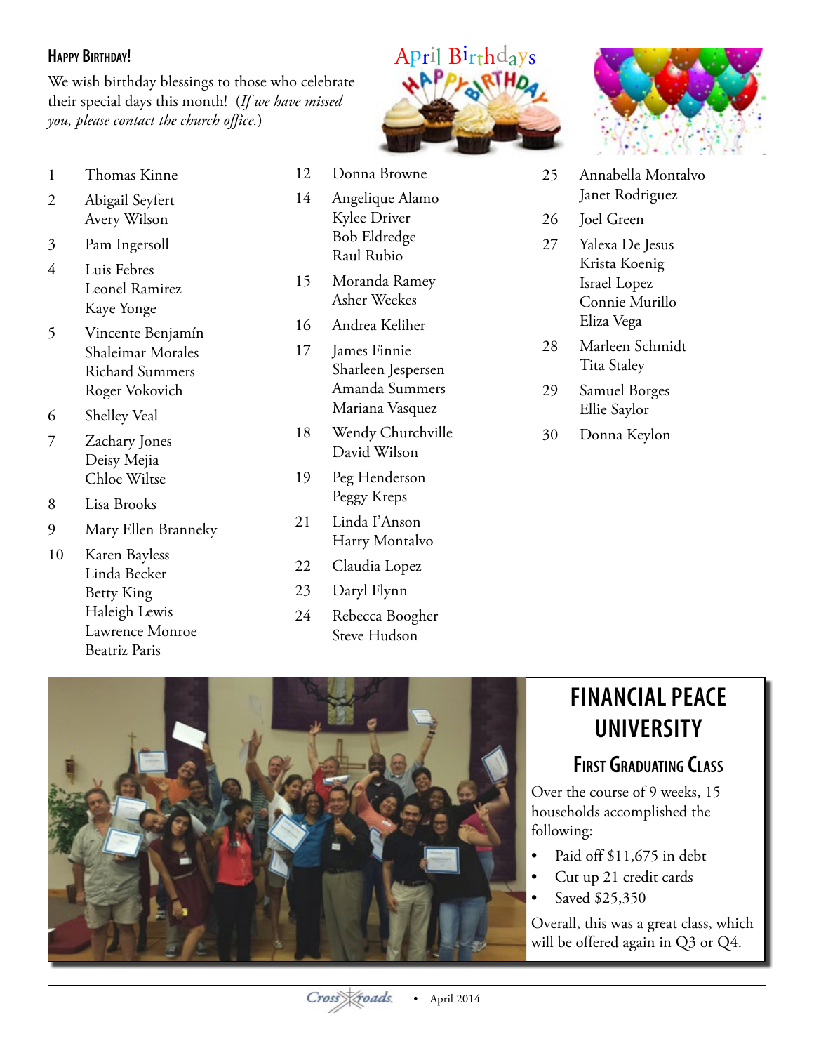## Happy Birthday!

We wish birthday blessings to those who celebrate their special days this month! (*If we have missed you, please contact the church office.*)

April Birthdays

| Day | Name |
|---|---|
| 1 | Thomas Kinne |
| 2 | Abigail Seyfert |
| | Avery Wilson |
| 3 | Pam Ingersoll |
| 4 | Luis Febres |
| | Leonel Ramirez |
| | Kaye Yonge |
| 5 | Vincente Benjamín |
| | Shaleimar Morales |
| | Richard Summers |
| | Roger Vokovich |
| 6 | Shelley Veal |
| 7 | Zachary Jones |
| | Deisy Mejia |
| | Chloe Wiltse |
| 8 | Lisa Brooks |
| 9 | Mary Ellen Branneky |
| 10 | Karen Bayless |
| | Linda Becker |
| | Betty King |
| | Haleigh Lewis |
| | Lawrence Monroe |
| | Beatriz Paris |
| 12 | Donna Browne |
| 14 | Angelique Alamo |
| | Kylee Driver |
| | Bob Eldredge |
| | Raul Rubio |
| 15 | Moranda Ramey |
| | Asher Weekes |
| 16 | Andrea Keliher |
| 17 | James Finnie |
| | Sharleen Jespersen |
| | Amanda Summers |
| | Mariana Vasquez |
| 18 | Wendy Churchville |
| | David Wilson |
| 19 | Peg Henderson |
| | Peggy Kreps |
| 21 | Linda I'Anson |
| | Harry Montalvo |
| 22 | Claudia Lopez |
| 23 | Daryl Flynn |
| 24 | Rebecca Boogher |
| | Steve Hudson |
| 25 | Annabella Montalvo |
| | Janet Rodriguez |
| 26 | Joel Green |
| 27 | Yalexa De Jesus |
| | Krista Koenig |
| | Israel Lopez |
| | Connie Murillo |
| | Eliza Vega |
| 28 | Marleen Schmidt |
| | Tita Staley |
| 29 | Samuel Borges |
| | Ellie Saylor |
| 30 | Donna Keylon |

## Financial Peace University

### First Graduating Class

Over the course of 9 weeks, 15 households accomplished the following:

- Paid off $11,675 in debt
- Cut up 21 credit cards
- Saved $25,350

Overall, this was a great class, which will be offered again in Q3 or Q4.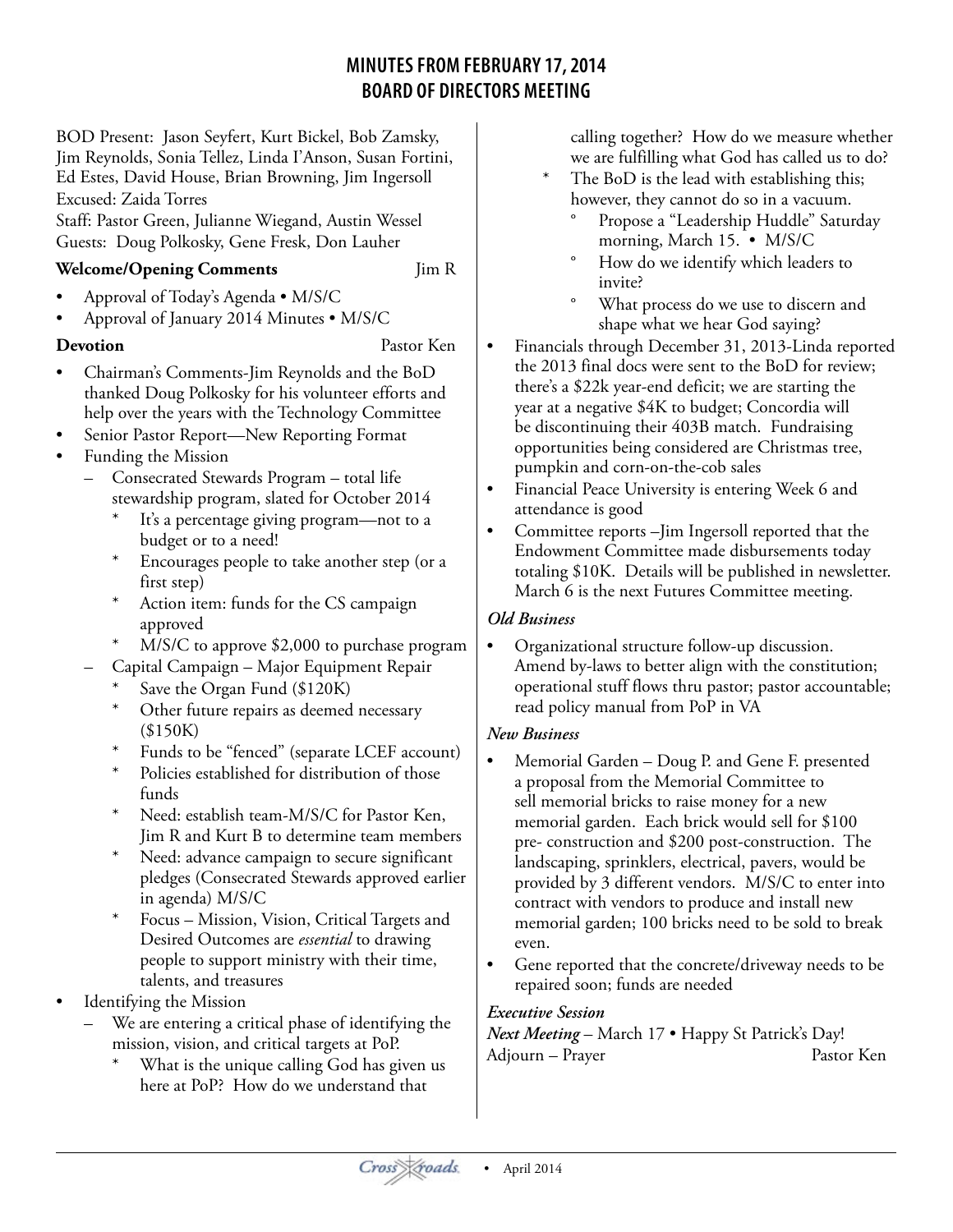# MINUTES FROM FEBRUARY 17, 2014
# BOARD OF DIRECTORS MEETING

BOD Present: Jason Seyfert, Kurt Bickel, Bob Zamsky, Jim Reynolds, Sonia Tellez, Linda I'Anson, Susan Fortini, Ed Estes, David House, Brian Browning, Jim Ingersoll
Excused: Zaida Torres
Staff: Pastor Green, Julianne Wiegand, Austin Wessel
Guests: Doug Polkosky, Gene Fresk, Don Lauher

**Welcome/Opening Comments** Jim R

- Approval of Today's Agenda • M/S/C
- Approval of January 2014 Minutes • M/S/C

**Devotion** Pastor Ken

- Chairman's Comments-Jim Reynolds and the BoD thanked Doug Polkosky for his volunteer efforts and help over the years with the Technology Committee
- Senior Pastor Report—New Reporting Format
- Funding the Mission
  - Consecrated Stewards Program – total life stewardship program, slated for October 2014
    - It's a percentage giving program—not to a budget or to a need!
    - Encourages people to take another step (or a first step)
    - Action item: funds for the CS campaign approved
    - M/S/C to approve $2,000 to purchase program
  - Capital Campaign – Major Equipment Repair
    - Save the Organ Fund ($120K)
    - Other future repairs as deemed necessary ($150K)
    - Funds to be "fenced" (separate LCEF account)
    - Policies established for distribution of those funds
    - Need: establish team-M/S/C for Pastor Ken, Jim R and Kurt B to determine team members
    - Need: advance campaign to secure significant pledges (Consecrated Stewards approved earlier in agenda) M/S/C
    - Focus – Mission, Vision, Critical Targets and Desired Outcomes are *essential* to drawing people to support ministry with their time, talents, and treasures
- Identifying the Mission
  - We are entering a critical phase of identifying the mission, vision, and critical targets at PoP.
    - What is the unique calling God has given us here at PoP? How do we understand that calling together? How do we measure whether we are fulfilling what God has called us to do?
    - The BoD is the lead with establishing this; however, they cannot do so in a vacuum.
      - Propose a "Leadership Huddle" Saturday morning, March 15. • M/S/C
      - How do we identify which leaders to invite?
      - What process do we use to discern and shape what we hear God saying?
- Financials through December 31, 2013-Linda reported the 2013 final docs were sent to the BoD for review; there's a $22k year-end deficit; we are starting the year at a negative $4K to budget; Concordia will be discontinuing their 403B match. Fundraising opportunities being considered are Christmas tree, pumpkin and corn-on-the-cob sales
- Financial Peace University is entering Week 6 and attendance is good
- Committee reports –Jim Ingersoll reported that the Endowment Committee made disbursements today totaling $10K. Details will be published in newsletter. March 6 is the next Futures Committee meeting.

### *Old Business*

- Organizational structure follow-up discussion. Amend by-laws to better align with the constitution; operational stuff flows thru pastor; pastor accountable; read policy manual from PoP in VA

### *New Business*

- Memorial Garden – Doug P. and Gene F. presented a proposal from the Memorial Committee to sell memorial bricks to raise money for a new memorial garden. Each brick would sell for $100 pre- construction and $200 post-construction. The landscaping, sprinklers, electrical, pavers, would be provided by 3 different vendors. M/S/C to enter into contract with vendors to produce and install new memorial garden; 100 bricks need to be sold to break even.
- Gene reported that the concrete/driveway needs to be repaired soon; funds are needed

### *Executive Session*

***Next Meeting*** – March 17 • Happy St Patrick's Day!
Adjourn – Prayer Pastor Ken